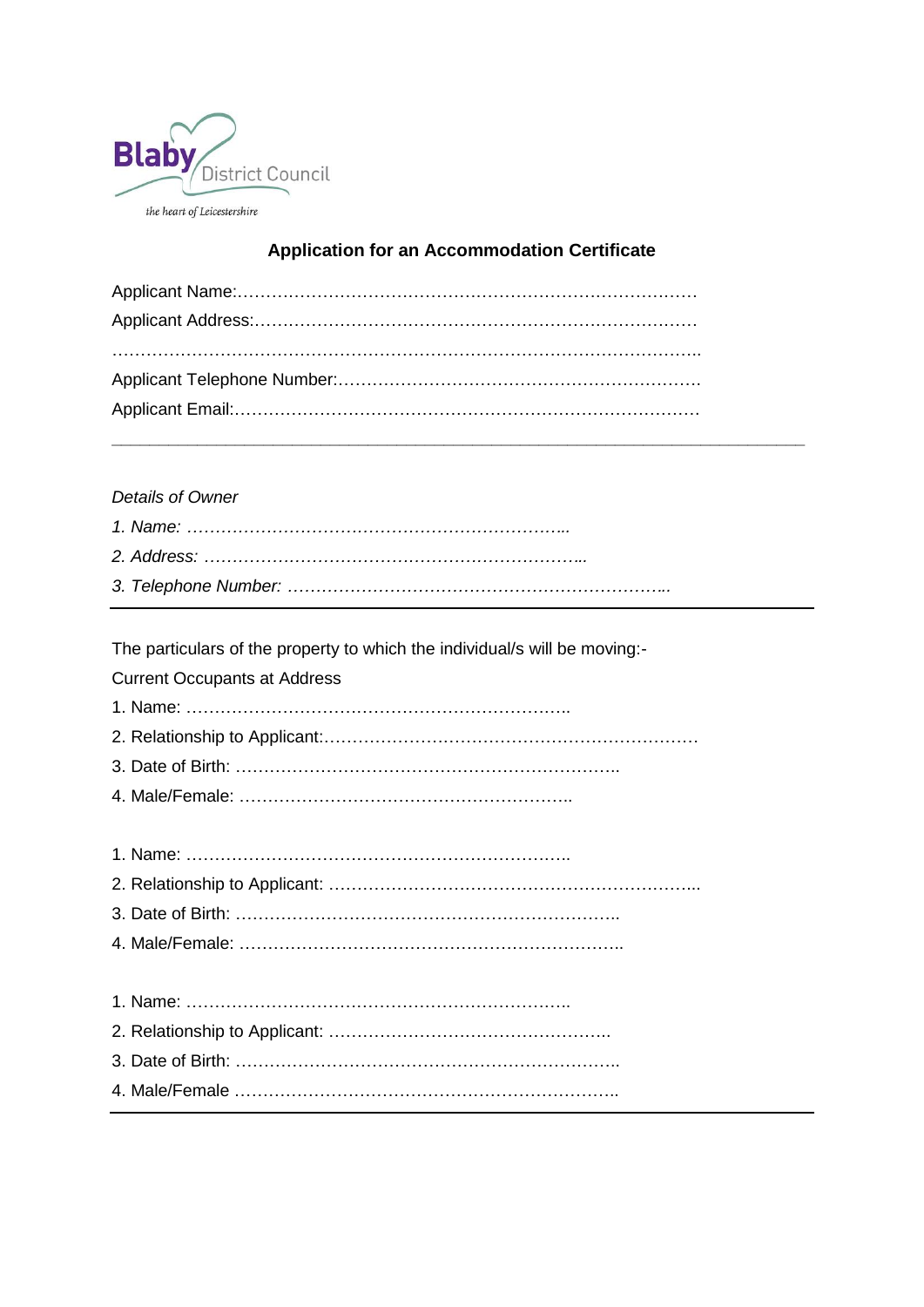Blaby District Council

*the heart of Leicestershire*

**Application for an Accommodation Certificate**

Applicant Name:…………………………………………………………………………

Applicant Address:………………………………………………………………………

…………………………………………………………………………………………..

Applicant Telephone Number:……………………………………………………….

Applicant Email:…………………………………………………………………………

---

*Details of Owner*

*1. Name: …………………………………………………………..*

*2. Address: …………………………………………………………..*

*3. Telephone Number: ……………………………………………………………..*

---

The particulars of the property to which the individual/s will be moving:-

Current Occupants at Address

1. Name: …………………………………………………………..
2. Relationship to Applicant:…………………………………………………………
3. Date of Birth: …………………………………………………………..
4. Male/Female: …………………………………………………..

1. Name: …………………………………………………………..
2. Relationship to Applicant: ………………………………………………………...
3. Date of Birth: …………………………………………………………..
4. Male/Female: …………………………………………………………..

1. Name: …………………………………………………………..
2. Relationship to Applicant: …………………………………………..
3. Date of Birth: …………………………………………………………..
4. Male/Female …………………………………………………………..

---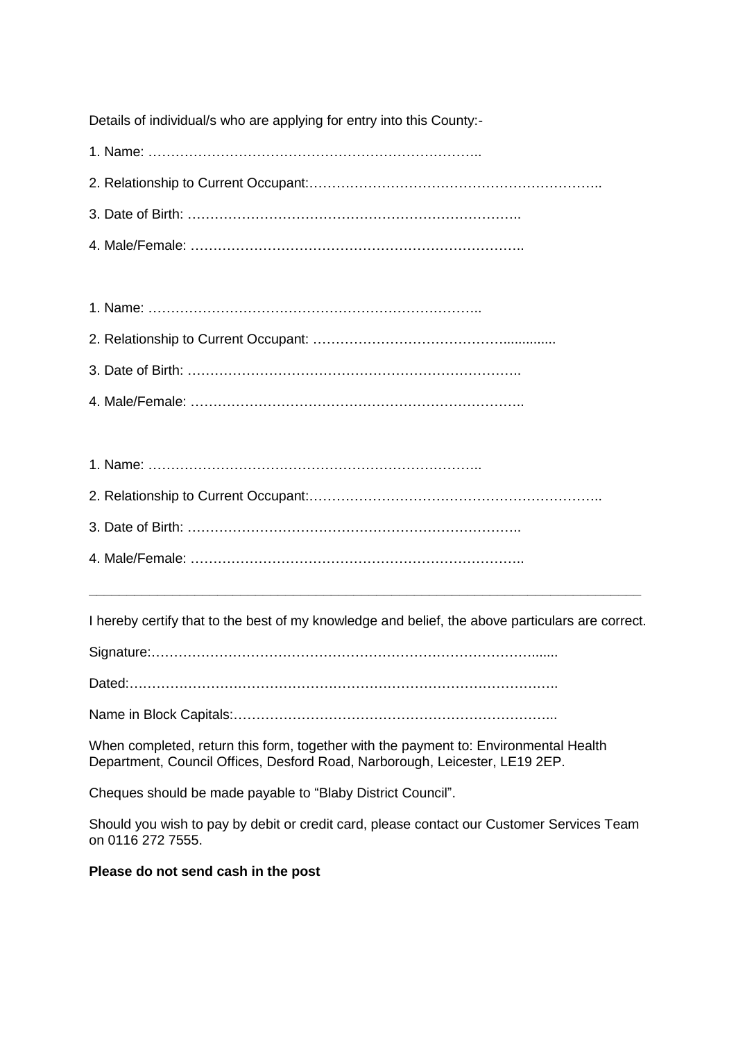Details of individual/s who are applying for entry into this County:-

1. Name: ………………………………………………………………..

2. Relationship to Current Occupant:………………………………………………………..

3. Date of Birth: ………………………………………………………………..

4. Male/Female: ………………………………………………………………..

1. Name: ………………………………………………………………..

2. Relationship to Current Occupant: ……………………………………...............

3. Date of Birth: ………………………………………………………………..

4. Male/Female: ………………………………………………………………..

1. Name: ………………………………………………………………..

2. Relationship to Current Occupant:………………………………………………………..

3. Date of Birth: ………………………………………………………………..

4. Male/Female: ………………………………………………………………..

---

I hereby certify that to the best of my knowledge and belief, the above particulars are correct.

Signature:…………………………………………………………………………......

Dated:……………………………………………………………………………………..

Name in Block Capitals:………………………………………………………………...

When completed, return this form, together with the payment to: Environmental Health Department, Council Offices, Desford Road, Narborough, Leicester, LE19 2EP.

Cheques should be made payable to "Blaby District Council".

Should you wish to pay by debit or credit card, please contact our Customer Services Team on 0116 272 7555.

**Please do not send cash in the post**